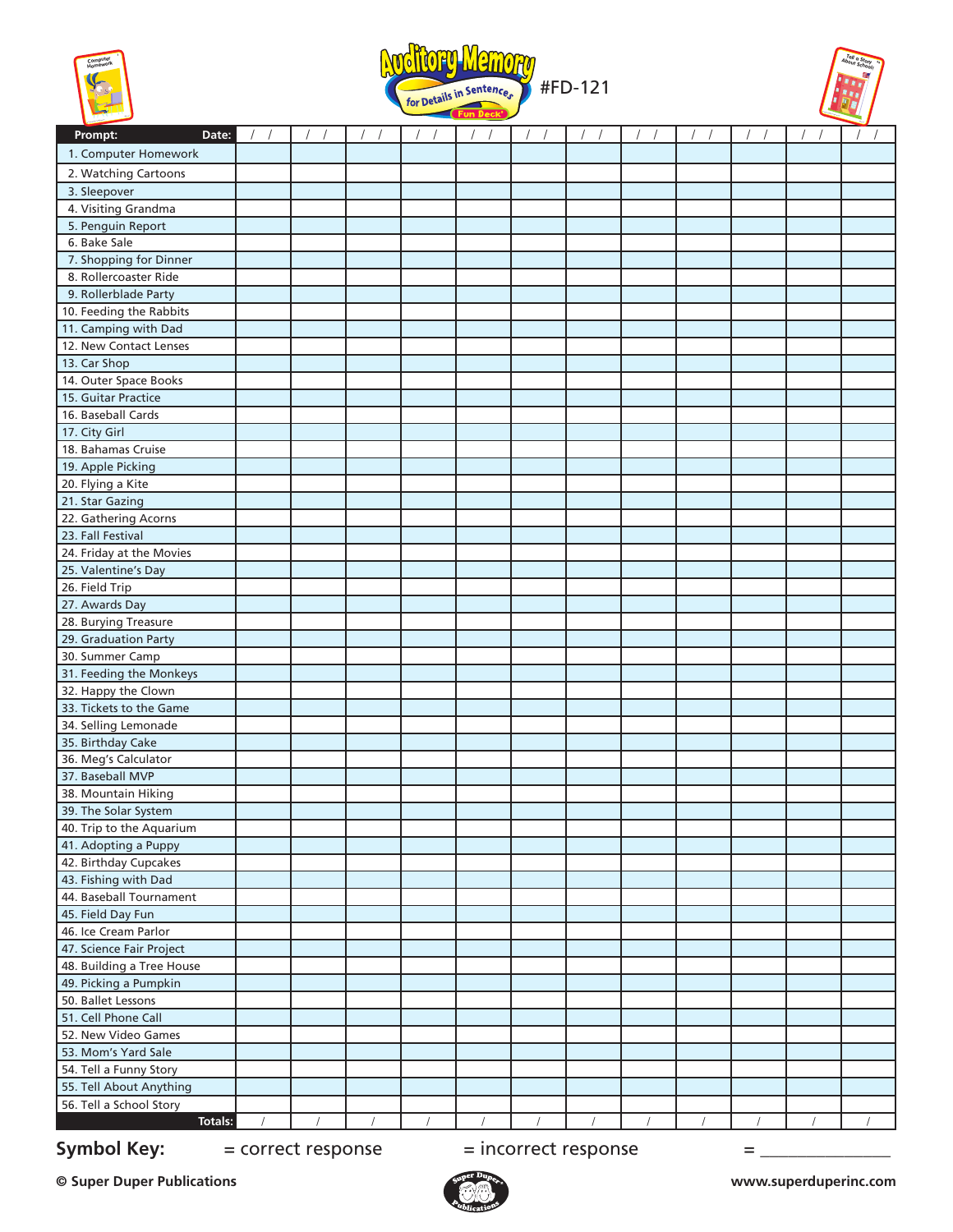# Auditory Memory for Details in Sentences Fun Deck® #FD-121

| Prompt: | Date: / / | / / | / / | / / | / / | / / | / / | / / | / / | / / | / / | / / |
|---|---|---|---|---|---|---|---|---|---|---|---|---|
| 1. Computer Homework | | | | | | | | | | | | |
| 2. Watching Cartoons | | | | | | | | | | | | |
| 3. Sleepover | | | | | | | | | | | | |
| 4. Visiting Grandma | | | | | | | | | | | | |
| 5. Penguin Report | | | | | | | | | | | | |
| 6. Bake Sale | | | | | | | | | | | | |
| 7. Shopping for Dinner | | | | | | | | | | | | |
| 8. Rollercoaster Ride | | | | | | | | | | | | |
| 9. Rollerblade Party | | | | | | | | | | | | |
| 10. Feeding the Rabbits | | | | | | | | | | | | |
| 11. Camping with Dad | | | | | | | | | | | | |
| 12. New Contact Lenses | | | | | | | | | | | | |
| 13. Car Shop | | | | | | | | | | | | |
| 14. Outer Space Books | | | | | | | | | | | | |
| 15. Guitar Practice | | | | | | | | | | | | |
| 16. Baseball Cards | | | | | | | | | | | | |
| 17. City Girl | | | | | | | | | | | | |
| 18. Bahamas Cruise | | | | | | | | | | | | |
| 19. Apple Picking | | | | | | | | | | | | |
| 20. Flying a Kite | | | | | | | | | | | | |
| 21. Star Gazing | | | | | | | | | | | | |
| 22. Gathering Acorns | | | | | | | | | | | | |
| 23. Fall Festival | | | | | | | | | | | | |
| 24. Friday at the Movies | | | | | | | | | | | | |
| 25. Valentine's Day | | | | | | | | | | | | |
| 26. Field Trip | | | | | | | | | | | | |
| 27. Awards Day | | | | | | | | | | | | |
| 28. Burying Treasure | | | | | | | | | | | | |
| 29. Graduation Party | | | | | | | | | | | | |
| 30. Summer Camp | | | | | | | | | | | | |
| 31. Feeding the Monkeys | | | | | | | | | | | | |
| 32. Happy the Clown | | | | | | | | | | | | |
| 33. Tickets to the Game | | | | | | | | | | | | |
| 34. Selling Lemonade | | | | | | | | | | | | |
| 35. Birthday Cake | | | | | | | | | | | | |
| 36. Meg's Calculator | | | | | | | | | | | | |
| 37. Baseball MVP | | | | | | | | | | | | |
| 38. Mountain Hiking | | | | | | | | | | | | |
| 39. The Solar System | | | | | | | | | | | | |
| 40. Trip to the Aquarium | | | | | | | | | | | | |
| 41. Adopting a Puppy | | | | | | | | | | | | |
| 42. Birthday Cupcakes | | | | | | | | | | | | |
| 43. Fishing with Dad | | | | | | | | | | | | |
| 44. Baseball Tournament | | | | | | | | | | | | |
| 45. Field Day Fun | | | | | | | | | | | | |
| 46. Ice Cream Parlor | | | | | | | | | | | | |
| 47. Science Fair Project | | | | | | | | | | | | |
| 48. Building a Tree House | | | | | | | | | | | | |
| 49. Picking a Pumpkin | | | | | | | | | | | | |
| 50. Ballet Lessons | | | | | | | | | | | | |
| 51. Cell Phone Call | | | | | | | | | | | | |
| 52. New Video Games | | | | | | | | | | | | |
| 53. Mom's Yard Sale | | | | | | | | | | | | |
| 54. Tell a Funny Story | | | | | | | | | | | | |
| 55. Tell About Anything | | | | | | | | | | | | |
| 56. Tell a School Story | | | | | | | | | | | | |
| Totals: | / | / | / | / | / | / | / | / | / | / | / | / |

**Symbol Key:** = correct response = incorrect response = _______________

© Super Duper Publications www.superduperinc.com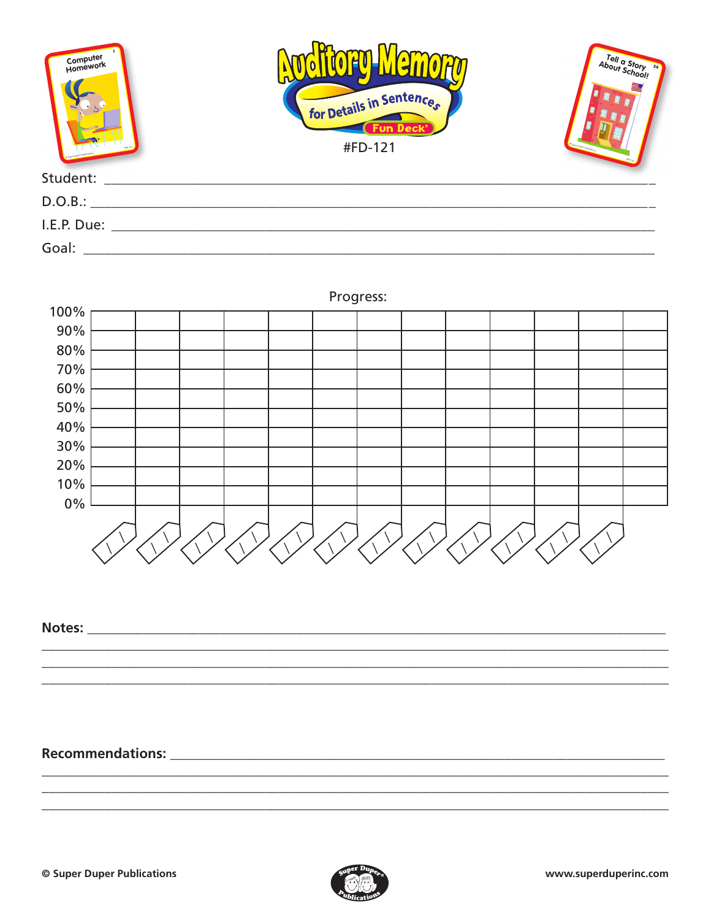# Auditory Memory for Details in Sentences Fun Deck®

#FD-121

Student: ______________________________

D.O.B.: ______________________________

I.E.P. Due: ______________________________

Goal: ______________________________

Progress:

100%
90%
80%
70%
60%
50%
40%
30%
20%
10%
0%

**Notes:** ______________________________

______________________________

______________________________

______________________________

**Recommendations:** ______________________________

______________________________

______________________________

______________________________

**© Super Duper Publications**

**www.superduperinc.com**